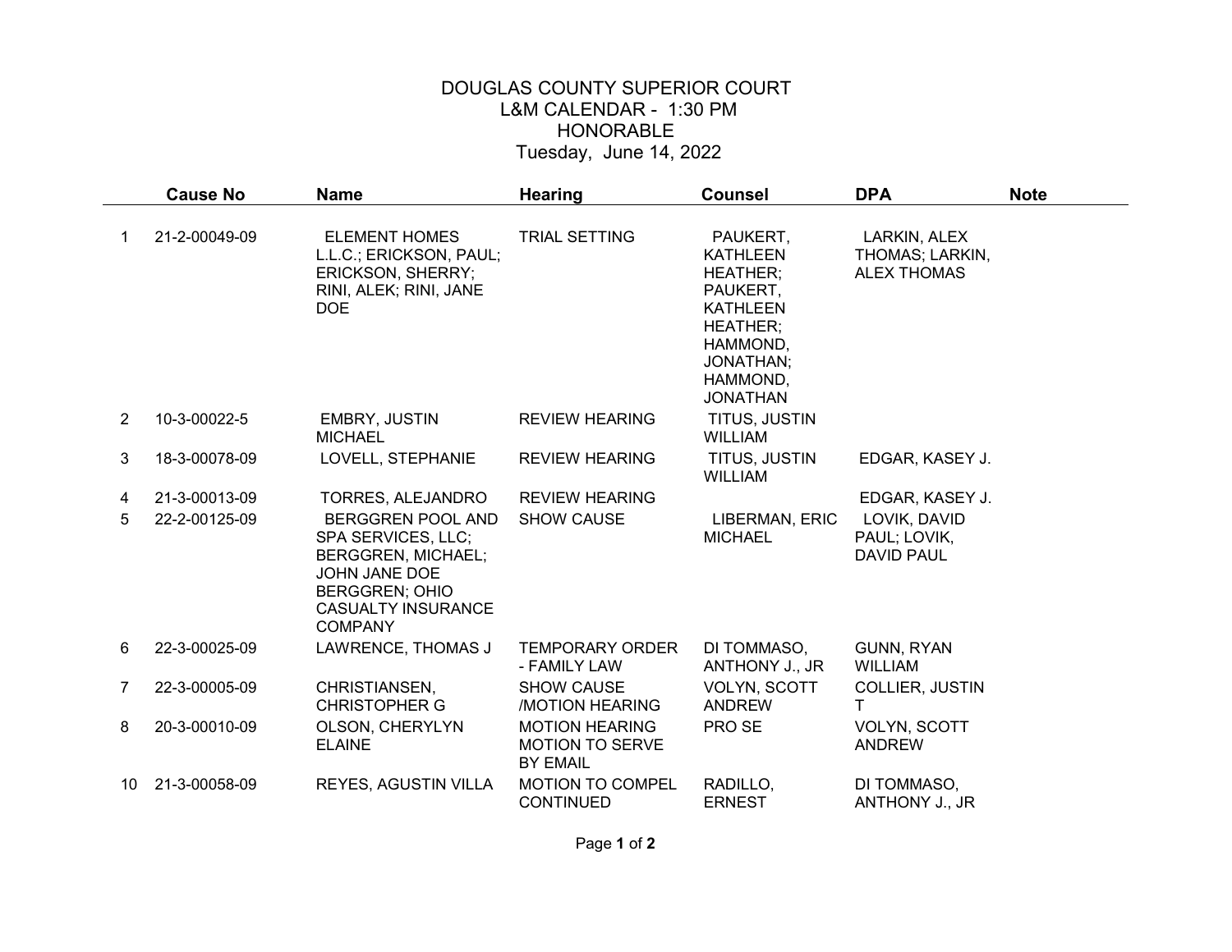# DOUGLAS COUNTY SUPERIOR COURT
## L&M CALENDAR - 1:30 PM
## HONORABLE
## Tuesday, June 14, 2022

| | Cause No | Name | Hearing | Counsel | DPA | Note |
|---|---|---|---|---|---|---|
| 1 | 21-2-00049-09 | ELEMENT HOMES L.L.C.; ERICKSON, PAUL; ERICKSON, SHERRY; RINI, ALEK; RINI, JANE DOE | TRIAL SETTING | PAUKERT, KATHLEEN HEATHER; PAUKERT, KATHLEEN HEATHER; HAMMOND, JONATHAN; HAMMOND, JONATHAN | LARKIN, ALEX THOMAS; LARKIN, ALEX THOMAS | |
| 2 | 10-3-00022-5 | EMBRY, JUSTIN MICHAEL | REVIEW HEARING | TITUS, JUSTIN WILLIAM | | |
| 3 | 18-3-00078-09 | LOVELL, STEPHANIE | REVIEW HEARING | TITUS, JUSTIN WILLIAM | EDGAR, KASEY J. | |
| 4 | 21-3-00013-09 | TORRES, ALEJANDRO | REVIEW HEARING | | EDGAR, KASEY J. | |
| 5 | 22-2-00125-09 | BERGGREN POOL AND SPA SERVICES, LLC; BERGGREN, MICHAEL; JOHN JANE DOE BERGGREN; OHIO CASUALTY INSURANCE COMPANY | SHOW CAUSE | LIBERMAN, ERIC MICHAEL | LOVIK, DAVID PAUL; LOVIK, DAVID PAUL | |
| 6 | 22-3-00025-09 | LAWRENCE, THOMAS J | TEMPORARY ORDER - FAMILY LAW | DI TOMMASO, ANTHONY J., JR | GUNN, RYAN WILLIAM | |
| 7 | 22-3-00005-09 | CHRISTIANSEN, CHRISTOPHER G | SHOW CAUSE /MOTION HEARING | VOLYN, SCOTT ANDREW | COLLIER, JUSTIN T | |
| 8 | 20-3-00010-09 | OLSON, CHERYLYN ELAINE | MOTION HEARING MOTION TO SERVE BY EMAIL | PRO SE | VOLYN, SCOTT ANDREW | |
| 10 | 21-3-00058-09 | REYES, AGUSTIN VILLA | MOTION TO COMPEL CONTINUED | RADILLO, ERNEST | DI TOMMASO, ANTHONY J., JR | |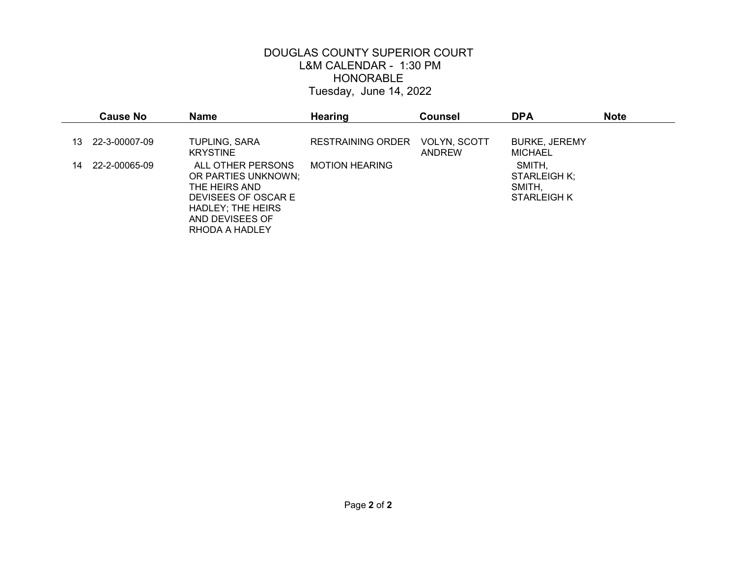# DOUGLAS COUNTY SUPERIOR COURT
## L&M CALENDAR - 1:30 PM
## HONORABLE
## Tuesday, June 14, 2022

| | Cause No | Name | Hearing | Counsel | DPA | Note |
|---|---|---|---|---|---|---|
| 13 | 22-3-00007-09 | TUPLING, SARA KRYSTINE | RESTRAINING ORDER | VOLYN, SCOTT ANDREW | BURKE, JEREMY MICHAEL | |
| 14 | 22-2-00065-09 | ALL OTHER PERSONS OR PARTIES UNKNOWN; THE HEIRS AND DEVISEES OF OSCAR E HADLEY; THE HEIRS AND DEVISEES OF RHODA A HADLEY | MOTION HEARING | | SMITH, STARLEIGH K; SMITH, STARLEIGH K | |